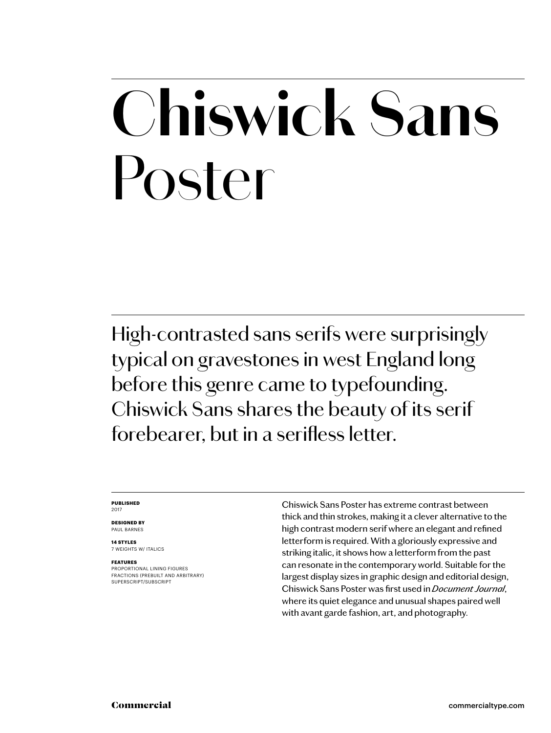# Chiswick Sans Poster

High-contrasted sans serifs were surprisingly typical on gravestones in west England long before this genre came to typefounding. Chiswick Sans shares the beauty of its serif forebearer, but in a serifless letter.

**PUBLISHED**
2017

**DESIGNED BY**
PAUL BARNES

**14 STYLES**
7 WEIGHTS W/ ITALICS

**FEATURES**
PROPORTIONAL LINING FIGURES
FRACTIONS (PREBUILT AND ARBITRARY)
SUPERSCRIPT/SUBSCRIPT

Chiswick Sans Poster has extreme contrast between thick and thin strokes, making it a clever alternative to the high contrast modern serif where an elegant and refined letterform is required. With a gloriously expressive and striking italic, it shows how a letterform from the past can resonate in the contemporary world. Suitable for the largest display sizes in graphic design and editorial design, Chiswick Sans Poster was first used in *Document Journal*, where its quiet elegance and unusual shapes paired well with avant garde fashion, art, and photography.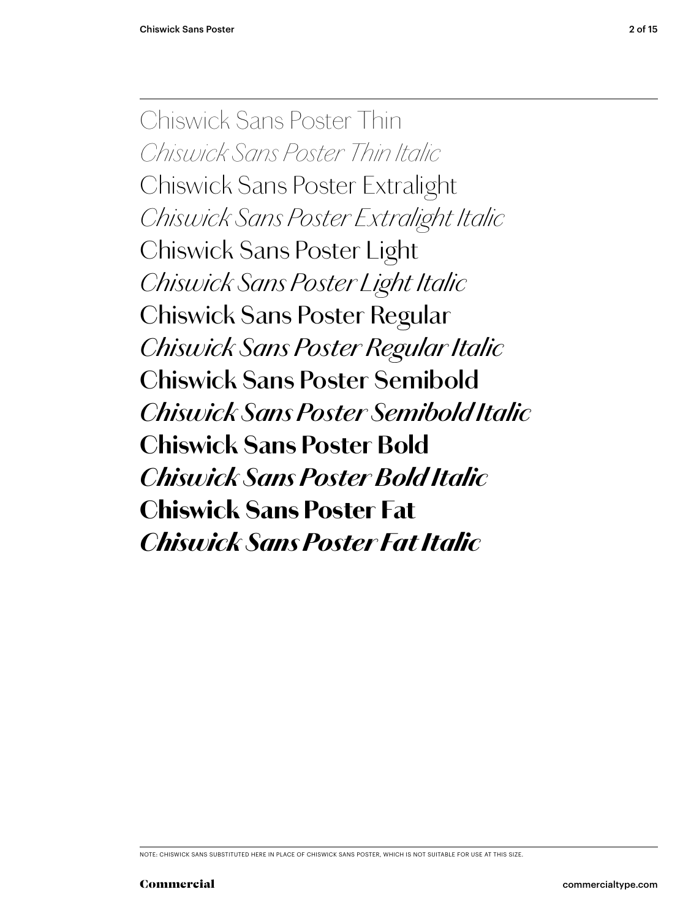Chiswick Sans Poster Thin

*Chiswick Sans Poster Thin Italic*

Chiswick Sans Poster Extralight

*Chiswick Sans Poster Extralight Italic*

Chiswick Sans Poster Light

*Chiswick Sans Poster Light Italic*

Chiswick Sans Poster Regular

*Chiswick Sans Poster Regular Italic*

**Chiswick Sans Poster Semibold**

***Chiswick Sans Poster Semibold Italic***

**Chiswick Sans Poster Bold**

***Chiswick Sans Poster Bold Italic***

**Chiswick Sans Poster Fat**

***Chiswick Sans Poster Fat Italic***

NOTE: CHISWICK SANS SUBSTITUTED HERE IN PLACE OF CHISWICK SANS POSTER, WHICH IS NOT SUITABLE FOR USE AT THIS SIZE.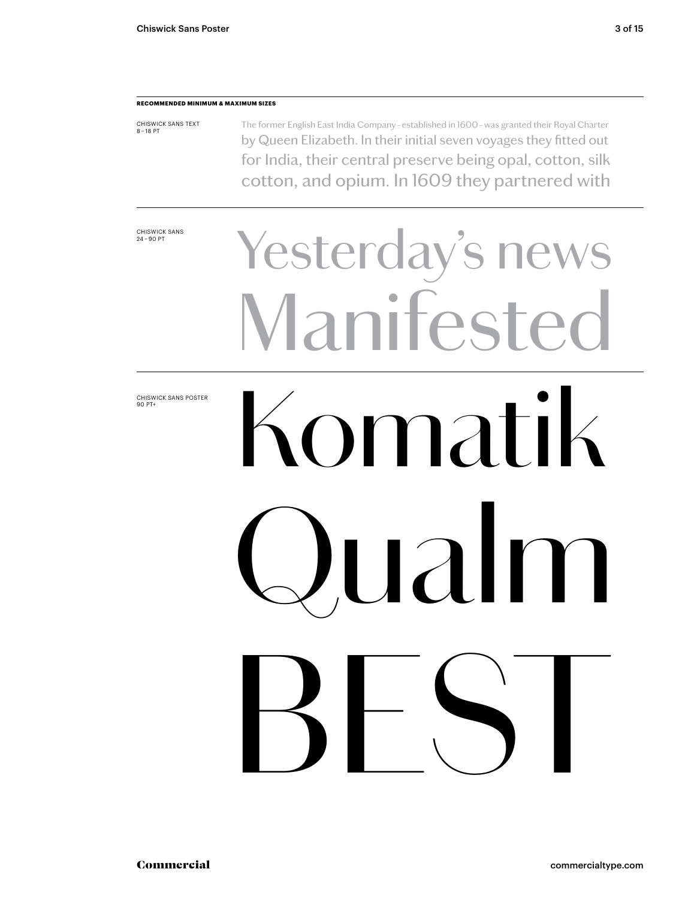**RECOMMENDED MINIMUM & MAXIMUM SIZES**

CHISWICK SANS TEXT
8 – 18 PT

The former English East India Company – established in 1600 – was granted their Royal Charter by Queen Elizabeth. In their initial seven voyages they fitted out for India, their central preserve being opal, cotton, silk cotton, and opium. In 1609 they partnered with

CHISWICK SANS
24 – 90 PT

Yesterday's news
Manifested

CHISWICK SANS POSTER
90 PT+

Komatik
Qualm
BEST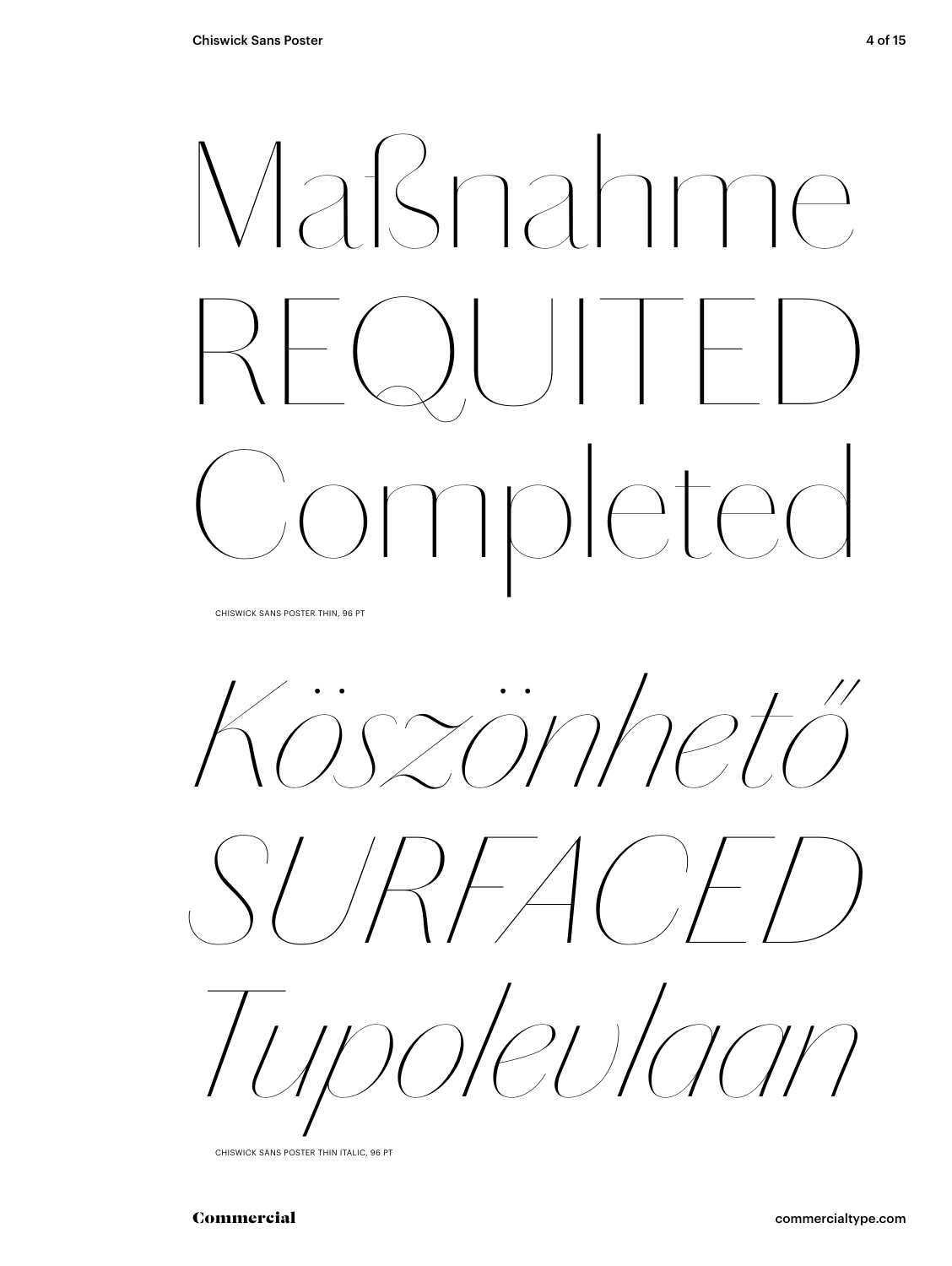Maßnahme
REQUITED
Completed

CHISWICK SANS POSTER THIN, 96 PT

*Köszönhető*
*SURFACED*
*Tupolevlaan*

CHISWICK SANS POSTER THIN ITALIC, 96 PT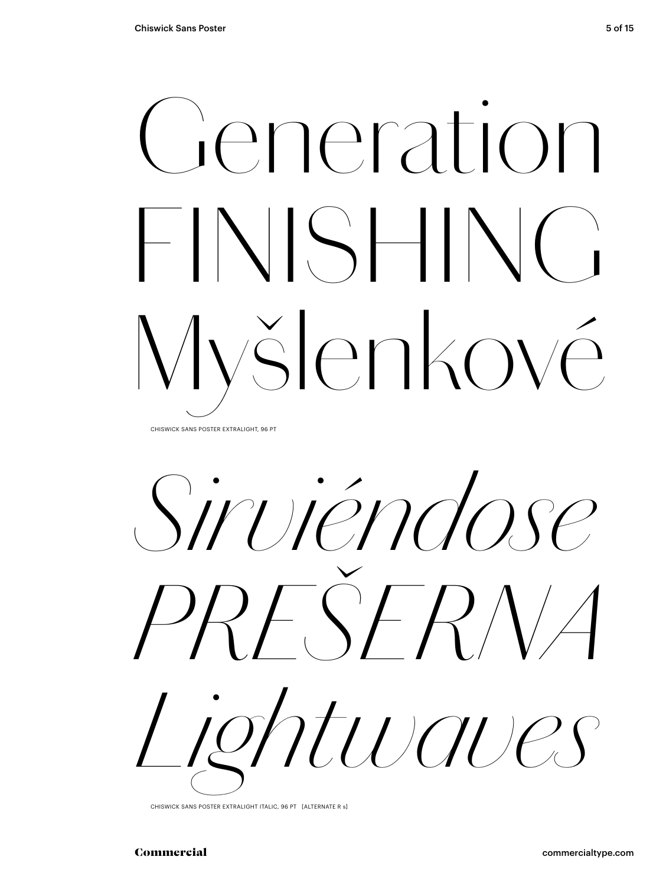Generation
FINISHING
Myšlenkové

CHISWICK SANS POSTER EXTRALIGHT, 96 PT

*Sirviéndose*
*PREŠERNA*
*Lightwaves*

CHISWICK SANS POSTER EXTRALIGHT ITALIC, 96 PT [ALTERNATE R s]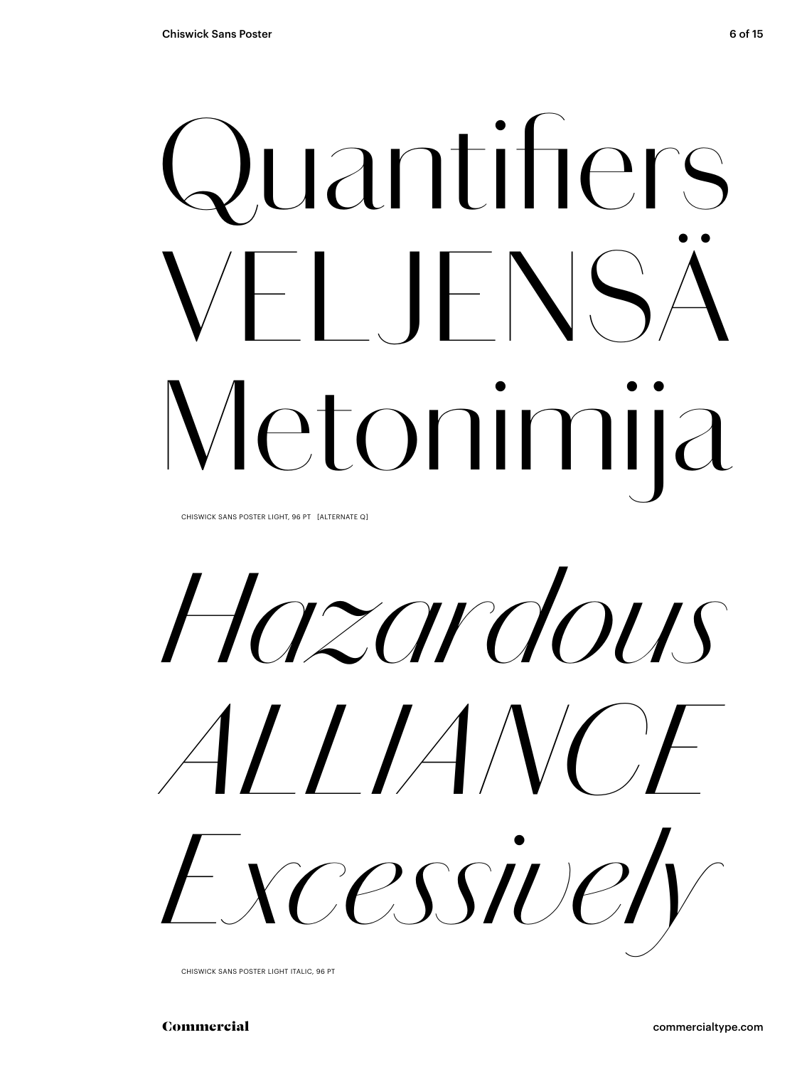# Quantifiers VELJENSÄ Metonimija

CHISWICK SANS POSTER LIGHT, 96 PT [ALTERNATE Q]

# *Hazardous ALLIANCE Excessively*

CHISWICK SANS POSTER LIGHT ITALIC, 96 PT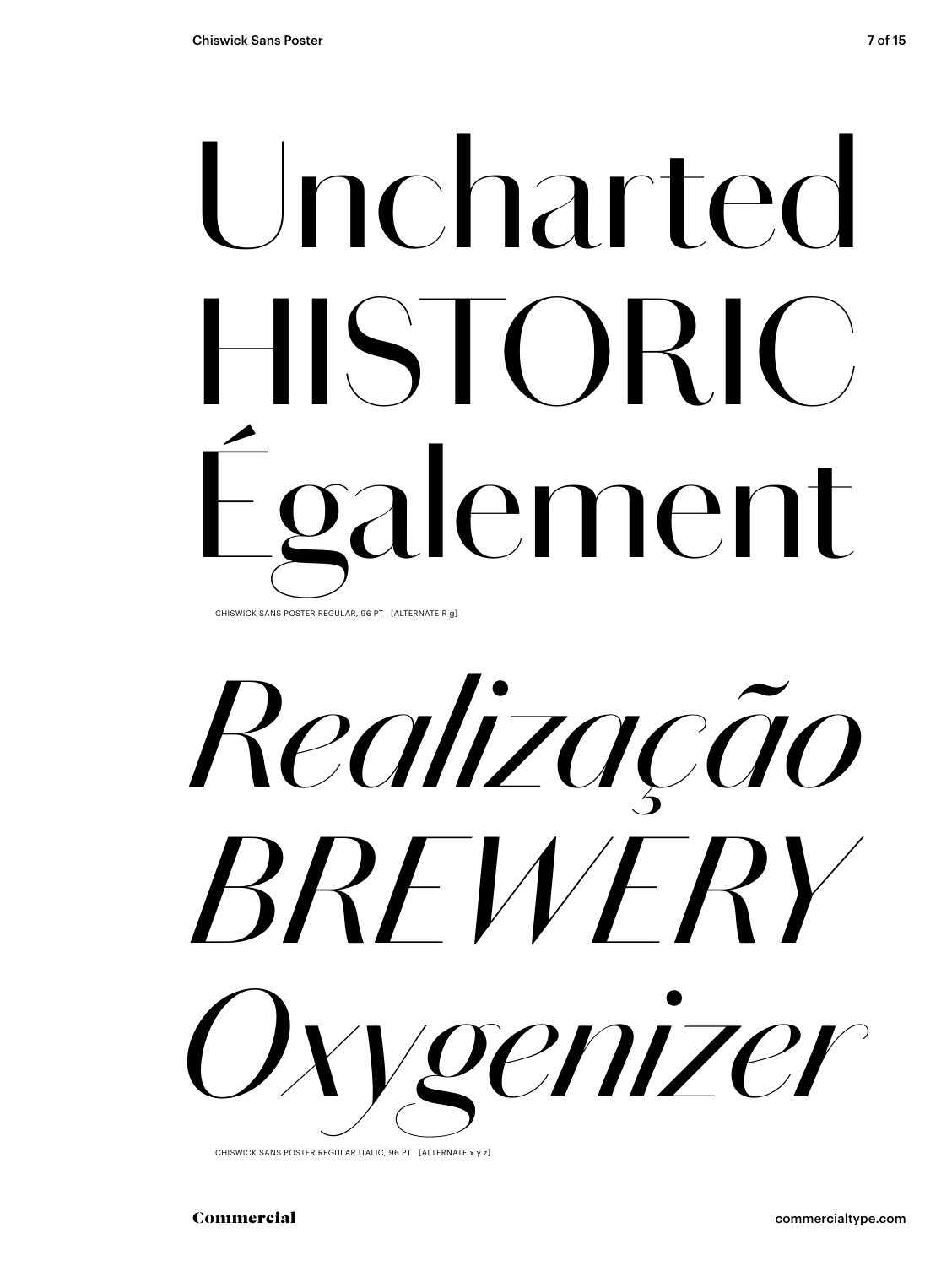Uncharted
HISTORIC
Également

CHISWICK SANS POSTER REGULAR, 96 PT [ALTERNATE R g]

*Realização*
*BREWERY*
*Oxygenizer*

CHISWICK SANS POSTER REGULAR ITALIC, 96 PT [ALTERNATE x y z]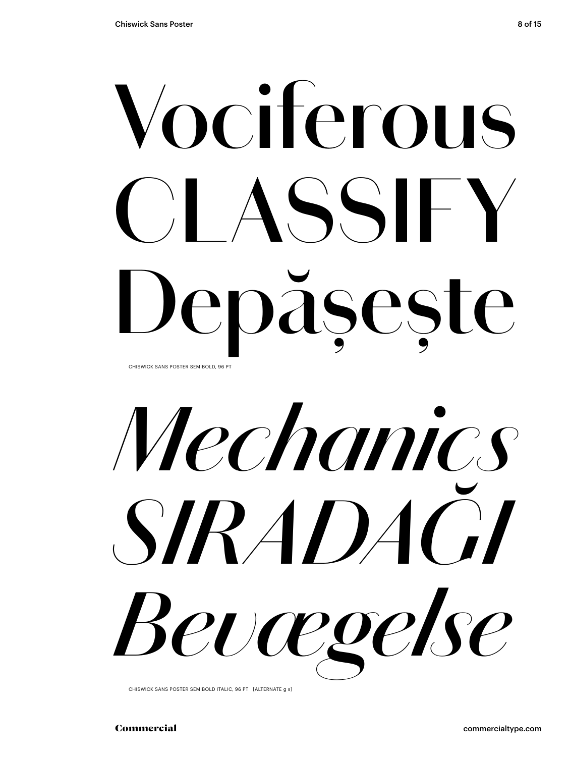Vociferous
CLASSIFY
Depășește

CHISWICK SANS POSTER SEMIBOLD, 96 PT

*Mechanics*
*SIRADAĞI*
*Bevægelse*

CHISWICK SANS POSTER SEMIBOLD ITALIC, 96 PT [ALTERNATE g s]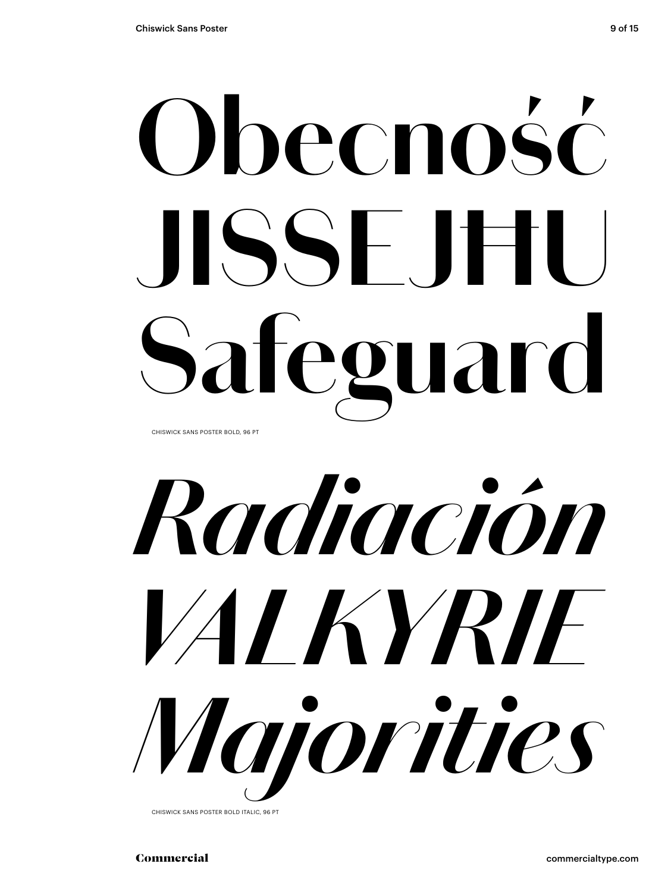Obecność
JISSEJĦU
Safeguard

CHISWICK SANS POSTER BOLD, 96 PT

*Radiación*
*VALKYRIE*
*Majorities*

CHISWICK SANS POSTER BOLD ITALIC, 96 PT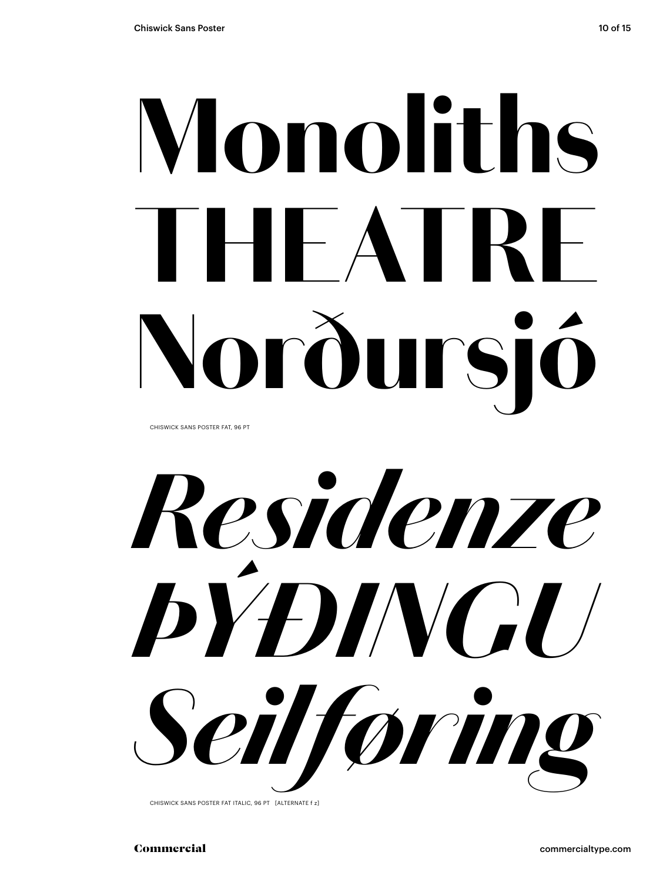# Monoliths THEATRE Norðursjó

CHISWICK SANS POSTER FAT, 96 PT

# *Residenze ÞÝÐINGU Seilføring*

CHISWICK SANS POSTER FAT ITALIC, 96 PT [ALTERNATE f z]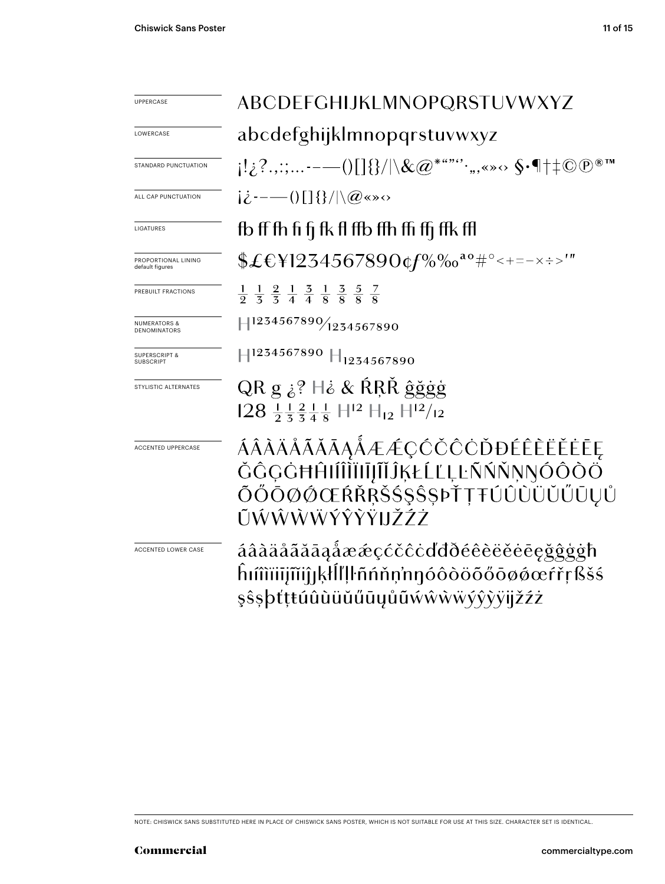| | |
|---|---|
| UPPERCASE | ABCDEFGHIJKLMNOPQRSTUVWXYZ |
| LOWERCASE | abcdefghijklmnopqrstuvwxyz |
| STANDARD PUNCTUATION | ¡!¿?.,:;...-–—()[]{}/\|\&@*""''·‚„«»‹› §•¶†‡©℗®™ |
| ALL CAP PUNCTUATION | ¡¿-–—()[]{}/\|\@«»‹› |
| LIGATURES | fb ff fh fi fj fk fl ffb ffh ffi ffj ffk ffl |
| PROPORTIONAL LINING default figures | $£€¥1234567890¢ƒ%‰ªº#°<+=−×÷>′″ |
| PREBUILT FRACTIONS | ½ ⅓ ⅔ ¼ ¾ ⅛ ⅜ ⅝ ⅞ |
| NUMERATORS & DENOMINATORS | H1234567890⁄1234567890 |
| SUPERSCRIPT & SUBSCRIPT | H1234567890 H1234567890 |
| STYLISTIC ALTERNATES | QR g ¿? H¿ & ŔŖŘ ĝğġģ 128 ½ ⅓ ⅔ ¼ ⅛ H12 H12 H12/12 |
| ACCENTED UPPERCASE | ÁÂÀÄÅÃĂĀĄǺÆǼÇĆČĈĊĎĐÉÊÈËĚĖĒĘĞĜĢĠĦĤIÍÎÌÏĪĮĨĬĴĶŁĹĽĻĿÑŃŇŅŊÓÔÒÖÕŐŌØǾŒŔŘŖŠŚŞŜȘÞŤŢŦÚÛÙÜŬŰŪŲŮŨẂŴẀẄÝŶỲŸĲŽŹŻ |
| ACCENTED LOWER CASE | áâàäåãăāąǻæǽçćčĉċďđðéêèëěėēęğĝģġħĥıíîìïīįĩĭĵķłĺľļŀñńňņŉŋóôòöõőōøǿœŕřŗßšśşŝșþťţŧúûùüŭűūųůũẃŵẁẅýŷỳÿĳžźż |

NOTE: CHISWICK SANS SUBSTITUTED HERE IN PLACE OF CHISWICK SANS POSTER, WHICH IS NOT SUITABLE FOR USE AT THIS SIZE. CHARACTER SET IS IDENTICAL.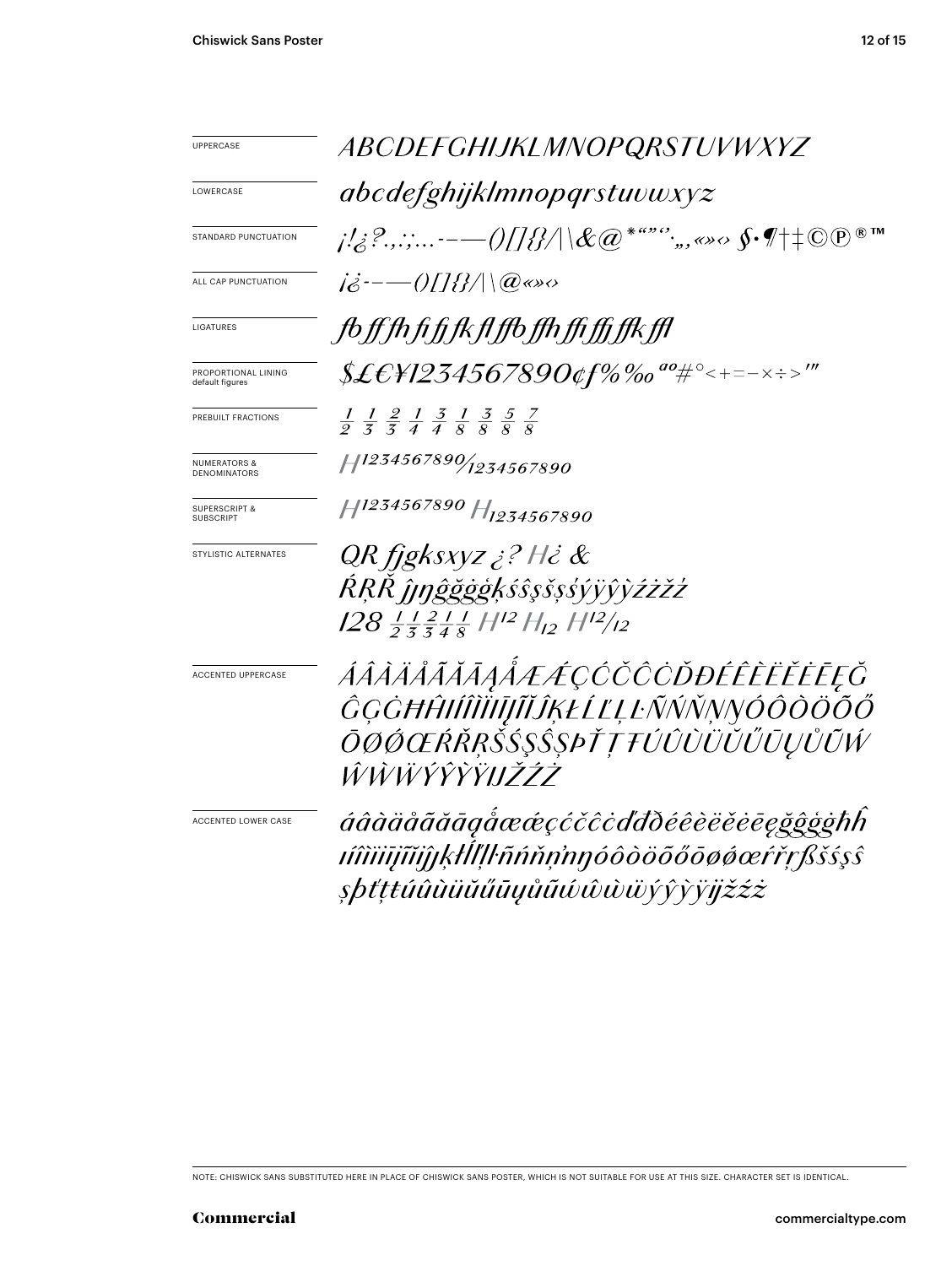| | |
|---|---|
| UPPERCASE | *ABCDEFGHIJKLMNOPQRSTUVWXYZ* |
| LOWERCASE | *abcdefghijklmnopqrstuvwxyz* |
| STANDARD PUNCTUATION | *¡!¿?.,:;…-–—()[]{}/|\&@*"""''‚„«»‹› §•¶†‡©℗®™* |
| ALL CAP PUNCTUATION | *¡¿-–—()[]{}/|\@«»‹›* |
| LIGATURES | *fb ff fh fi fj fk fl ffb ffh ffi ffj ffk ffl* |
| PROPORTIONAL LINING default figures | *$£€¥1234567890¢ƒ%‰ªº#°<+=−×÷>′″* |
| PREBUILT FRACTIONS | *½ ⅓ ⅔ ¼ ¾ ⅛ ⅜ ⅝ ⅞* |
| NUMERATORS & DENOMINATORS | *H¹²³⁴⁵⁶⁷⁸⁹⁰⁄₁₂₃₄₅₆₇₈₉₀* |
| SUPERSCRIPT & SUBSCRIPT | *H¹²³⁴⁵⁶⁷⁸⁹⁰ H₁₂₃₄₅₆₇₈₉₀* |
| STYLISTIC ALTERNATES | *QR fjgksxyz ¿? H¿ & ŔŖŘ ĵ ĳ ŋ ĝğġģ ķ śŝşšș ýÿŷỳ źżžẑ 128 ½ ⅓ ⅔ ¼ ⅛ H¹² H₁₂ H¹²⁄₁₂* |
| ACCENTED UPPERCASE | *ÁÂÀÄÅÃĂĀĄǺÆǼÇĆČĈĊĎĐÉÊÈËĚĖĒĘĞĜĢĠĦĤIÍÎÌÏĪĮĨĬĴĶŁĹĽĻĿÑŃŇŅŊÓÔÒÖÕŐŌØǾŒŔŘŖŠŚŞŜȘÞŤŢŦÚÛÙÜŬŰŪŲŮŨẂŴẀẄÝŶỲŸĲŽŹŻ* |
| ACCENTED LOWER CASE | *áâàäåãăāąǻæǽçćčĉċďđðéêèëěėēęğĝģġħĥıíîìïīįĩĭĵķłĺľļŀñńňņŋóôòöõőōøǿœŕřŗßšśşŝșþťţŧúûùüŭűūųůũẃŵẁẅýŷỳÿĳžźż* |

NOTE: CHISWICK SANS SUBSTITUTED HERE IN PLACE OF CHISWICK SANS POSTER, WHICH IS NOT SUITABLE FOR USE AT THIS SIZE. CHARACTER SET IS IDENTICAL.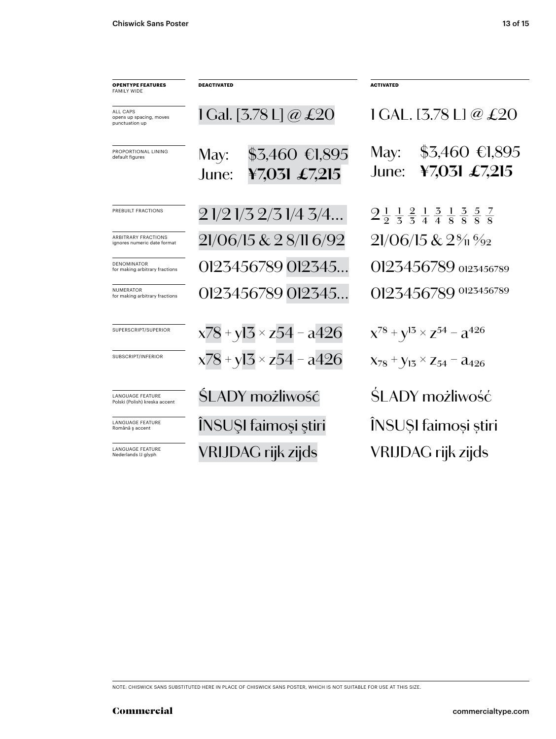| **OPENTYPE FEATURES** FAMILY WIDE | **DEACTIVATED** | **ACTIVATED** |
|---|---|---|
| ALL CAPS opens up spacing, moves punctuation up | 1 Gal. [3.78 L] @ £20 | 1 GAL. [3.78 L] @ £20 |
| PROPORTIONAL LINING default figures | May: $3,460 €1,895 June: ¥7,031 £7,215 | May: $3,460 €1,895 June: ¥7,031 £7,215 |
| PREBUILT FRACTIONS | 2 1/2 1/3 2/3 1/4 3/4… | 2 ½ ⅓ ⅔ ¼ ¾ ⅛ ⅜ ⅝ ⅞ |
| ARBITRARY FRACTIONS ignores numeric date format | 21/06/15 & 2 8/11 6/92 | 21/06/15 & 2 8/11 6/92 |
| DENOMINATOR for making arbitrary fractions | 0123456789 012345… | 0123456789 $_{0123456789}$ |
| NUMERATOR for making arbitrary fractions | 0123456789 012345… | 0123456789 $^{0123456789}$ |
| SUPERSCRIPT/SUPERIOR | x78 + y13 × z54 − a426 | $x^{78} + y^{13} \times z^{54} - a^{426}$ |
| SUBSCRIPT/INFERIOR | x78 + y13 × z54 − a426 | $x_{78} + y_{13} \times z_{54} - a_{426}$ |
| LANGUAGE FEATURE Polski (Polish) kreska accent | ŚLADY możliwość | ŚLADY możliwość |
| LANGUAGE FEATURE Română ș accent | ÎNSUŞI faimoşi ştiri | ÎNSUȘI faimoși știri |
| LANGUAGE FEATURE Nederlands IJ glyph | VRIJDAG rijk zijds | VRIJDAG rijk zijds |

NOTE: CHISWICK SANS SUBSTITUTED HERE IN PLACE OF CHISWICK SANS POSTER, WHICH IS NOT SUITABLE FOR USE AT THIS SIZE.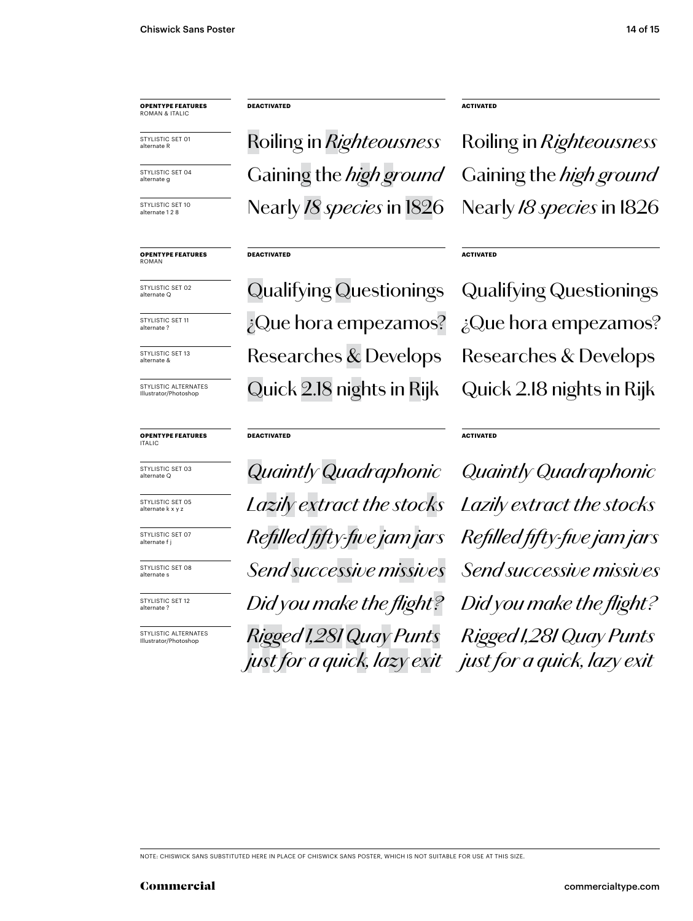| **OPENTYPE FEATURES** ROMAN & ITALIC | **DEACTIVATED** | **ACTIVATED** |
|---|---|---|
| STYLISTIC SET 01 alternate R | Roiling in *Righteousness* | Roiling in *Righteousness* |
| STYLISTIC SET 04 alternate g | Gaining the *high ground* | Gaining the *high ground* |
| STYLISTIC SET 10 alternate 1 2 8 | Nearly *18 species* in 1826 | Nearly *18 species* in 1826 |

| **OPENTYPE FEATURES** ROMAN | **DEACTIVATED** | **ACTIVATED** |
|---|---|---|
| STYLISTIC SET 02 alternate Q | Qualifying Questionings | Qualifying Questionings |
| STYLISTIC SET 11 alternate ? | ¿Que hora empezamos? | ¿Que hora empezamos? |
| STYLISTIC SET 13 alternate & | Researches & Develops | Researches & Develops |
| STYLISTIC ALTERNATES Illustrator/Photoshop | Quick 2.18 nights in Rijk | Quick 2.18 nights in Rijk |

| **OPENTYPE FEATURES** ITALIC | **DEACTIVATED** | **ACTIVATED** |
|---|---|---|
| STYLISTIC SET 03 alternate Q | *Quaintly Quadraphonic* | *Quaintly Quadraphonic* |
| STYLISTIC SET 05 alternate k x y z | *Lazily extract the stocks* | *Lazily extract the stocks* |
| STYLISTIC SET 07 alternate f j | *Refilled fifty-five jam jars* | *Refilled fifty-five jam jars* |
| STYLISTIC SET 08 alternate s | *Send successive missives* | *Send successive missives* |
| STYLISTIC SET 12 alternate ? | *Did you make the flight?* | *Did you make the flight?* |
| STYLISTIC ALTERNATES Illustrator/Photoshop | *Rigged 1,281 Quay Punts just for a quick, lazy exit* | *Rigged 1,281 Quay Punts just for a quick, lazy exit* |

NOTE: CHISWICK SANS SUBSTITUTED HERE IN PLACE OF CHISWICK SANS POSTER, WHICH IS NOT SUITABLE FOR USE AT THIS SIZE.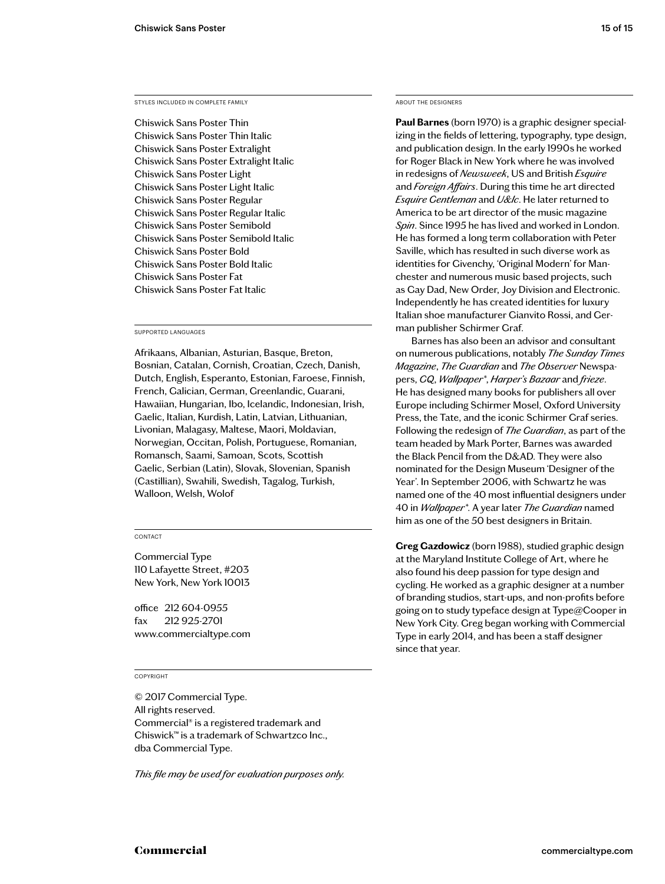## STYLES INCLUDED IN COMPLETE FAMILY

Chiswick Sans Poster Thin
Chiswick Sans Poster Thin Italic
Chiswick Sans Poster Extralight
Chiswick Sans Poster Extralight Italic
Chiswick Sans Poster Light
Chiswick Sans Poster Light Italic
Chiswick Sans Poster Regular
Chiswick Sans Poster Regular Italic
Chiswick Sans Poster Semibold
Chiswick Sans Poster Semibold Italic
Chiswick Sans Poster Bold
Chiswick Sans Poster Bold Italic
Chiswick Sans Poster Fat
Chiswick Sans Poster Fat Italic

## SUPPORTED LANGUAGES

Afrikaans, Albanian, Asturian, Basque, Breton, Bosnian, Catalan, Cornish, Croatian, Czech, Danish, Dutch, English, Esperanto, Estonian, Faroese, Finnish, French, Galician, German, Greenlandic, Guarani, Hawaiian, Hungarian, Ibo, Icelandic, Indonesian, Irish, Gaelic, Italian, Kurdish, Latin, Latvian, Lithuanian, Livonian, Malagasy, Maltese, Maori, Moldavian, Norwegian, Occitan, Polish, Portuguese, Romanian, Romansch, Saami, Samoan, Scots, Scottish Gaelic, Serbian (Latin), Slovak, Slovenian, Spanish (Castillian), Swahili, Swedish, Tagalog, Turkish, Walloon, Welsh, Wolof

## CONTACT

Commercial Type
110 Lafayette Street, #203
New York, New York 10013

office 212 604-0955
fax 212 925-2701
www.commercialtype.com

## COPYRIGHT

© 2017 Commercial Type.
All rights reserved.
Commercial® is a registered trademark and Chiswick™ is a trademark of Schwartzco Inc., dba Commercial Type.

*This file may be used for evaluation purposes only.*

## ABOUT THE DESIGNERS

**Paul Barnes** (born 1970) is a graphic designer specializing in the fields of lettering, typography, type design, and publication design. In the early 1990s he worked for Roger Black in New York where he was involved in redesigns of *Newsweek*, US and British *Esquire* and *Foreign Affairs*. During this time he art directed *Esquire Gentleman* and *U&lc*. He later returned to America to be art director of the music magazine *Spin*. Since 1995 he has lived and worked in London. He has formed a long term collaboration with Peter Saville, which has resulted in such diverse work as identities for Givenchy, 'Original Modern' for Manchester and numerous music based projects, such as Gay Dad, New Order, Joy Division and Electronic. Independently he has created identities for luxury Italian shoe manufacturer Gianvito Rossi, and German publisher Schirmer Graf.

Barnes has also been an advisor and consultant on numerous publications, notably *The Sunday Times Magazine*, *The Guardian* and *The Observer* Newspapers, *GQ*, *Wallpaper\**, *Harper's Bazaar* and *frieze*. He has designed many books for publishers all over Europe including Schirmer Mosel, Oxford University Press, the Tate, and the iconic Schirmer Graf series. Following the redesign of *The Guardian*, as part of the team headed by Mark Porter, Barnes was awarded the Black Pencil from the D&AD. They were also nominated for the Design Museum 'Designer of the Year'. In September 2006, with Schwartz he was named one of the 40 most influential designers under 40 in *Wallpaper\**. A year later *The Guardian* named him as one of the 50 best designers in Britain.

**Greg Gazdowicz** (born 1988), studied graphic design at the Maryland Institute College of Art, where he also found his deep passion for type design and cycling. He worked as a graphic designer at a number of branding studios, start-ups, and non-profits before going on to study typeface design at Type@Cooper in New York City. Greg began working with Commercial Type in early 2014, and has been a staff designer since that year.